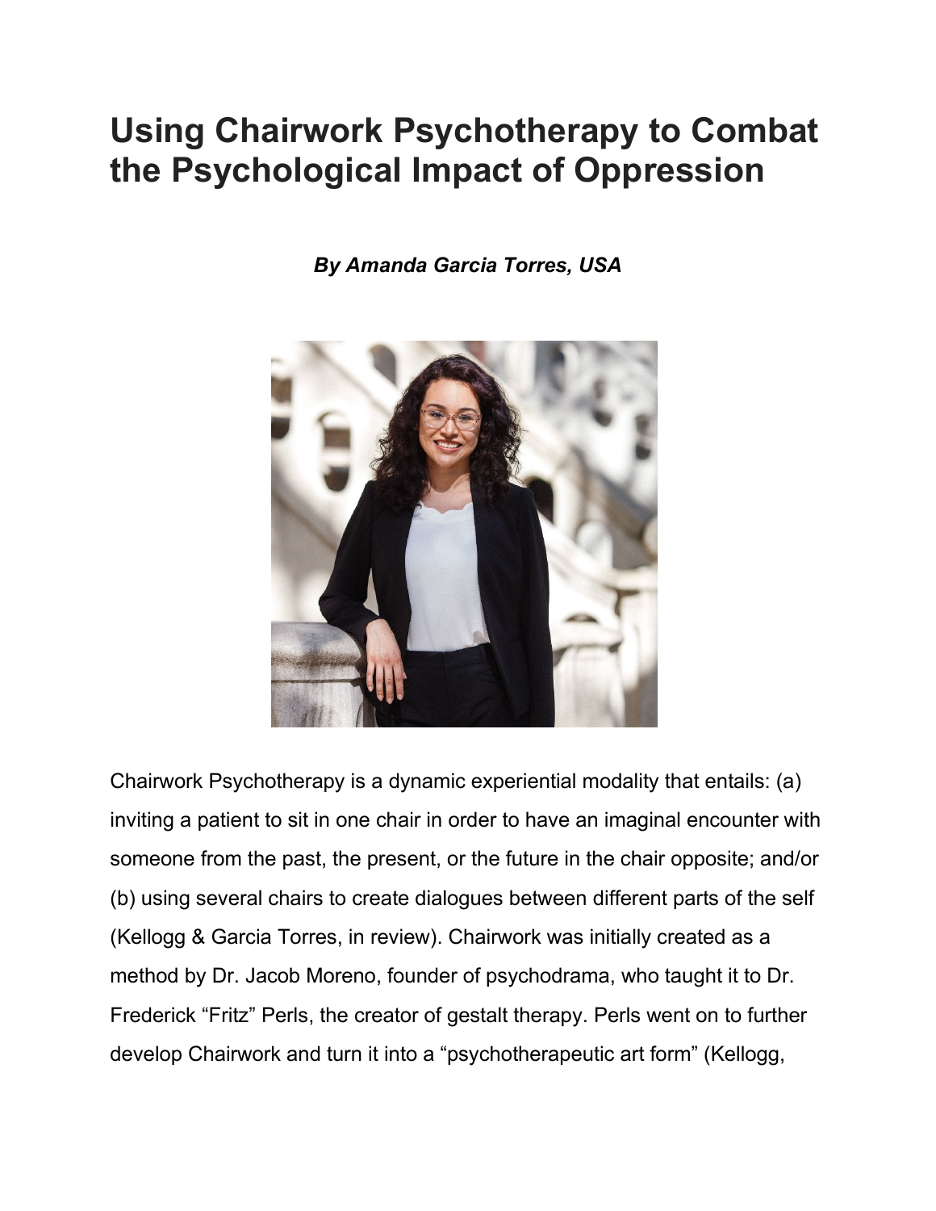# Using Chairwork Psychotherapy to Combat the Psychological Impact of Oppression

***By Amanda Garcia Torres, USA***

Chairwork Psychotherapy is a dynamic experiential modality that entails: (a) inviting a patient to sit in one chair in order to have an imaginal encounter with someone from the past, the present, or the future in the chair opposite; and/or (b) using several chairs to create dialogues between different parts of the self (Kellogg & Garcia Torres, in review). Chairwork was initially created as a method by Dr. Jacob Moreno, founder of psychodrama, who taught it to Dr. Frederick "Fritz" Perls, the creator of gestalt therapy. Perls went on to further develop Chairwork and turn it into a "psychotherapeutic art form" (Kellogg,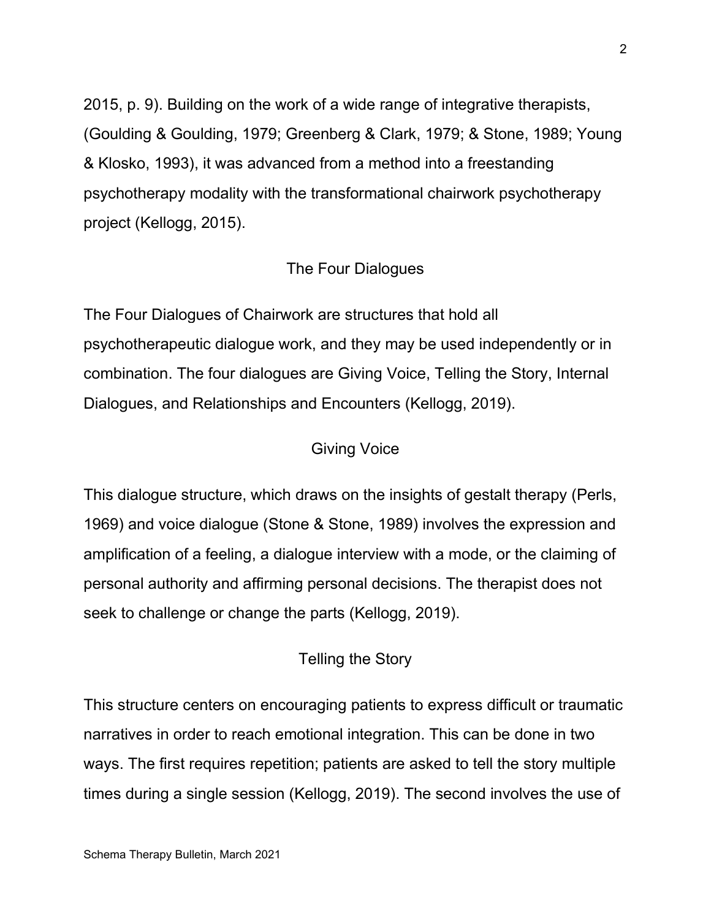2015, p. 9). Building on the work of a wide range of integrative therapists, (Goulding & Goulding, 1979; Greenberg & Clark, 1979; & Stone, 1989; Young & Klosko, 1993), it was advanced from a method into a freestanding psychotherapy modality with the transformational chairwork psychotherapy project (Kellogg, 2015).

## The Four Dialogues

The Four Dialogues of Chairwork are structures that hold all psychotherapeutic dialogue work, and they may be used independently or in combination. The four dialogues are Giving Voice, Telling the Story, Internal Dialogues, and Relationships and Encounters (Kellogg, 2019).

### Giving Voice

This dialogue structure, which draws on the insights of gestalt therapy (Perls, 1969) and voice dialogue (Stone & Stone, 1989) involves the expression and amplification of a feeling, a dialogue interview with a mode, or the claiming of personal authority and affirming personal decisions. The therapist does not seek to challenge or change the parts (Kellogg, 2019).

### Telling the Story

This structure centers on encouraging patients to express difficult or traumatic narratives in order to reach emotional integration. This can be done in two ways. The first requires repetition; patients are asked to tell the story multiple times during a single session (Kellogg, 2019). The second involves the use of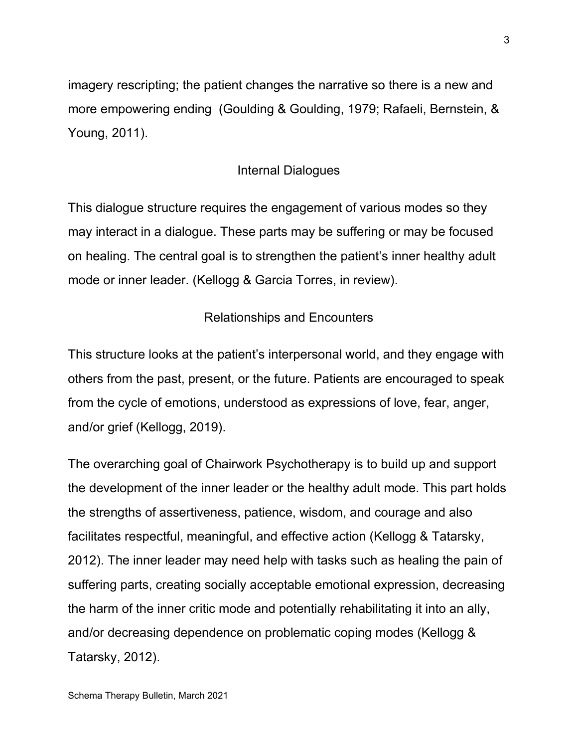imagery rescripting; the patient changes the narrative so there is a new and more empowering ending  (Goulding & Goulding, 1979; Rafaeli, Bernstein, & Young, 2011).

## Internal Dialogues

This dialogue structure requires the engagement of various modes so they may interact in a dialogue. These parts may be suffering or may be focused on healing. The central goal is to strengthen the patient's inner healthy adult mode or inner leader. (Kellogg & Garcia Torres, in review).

## Relationships and Encounters

This structure looks at the patient's interpersonal world, and they engage with others from the past, present, or the future. Patients are encouraged to speak from the cycle of emotions, understood as expressions of love, fear, anger, and/or grief (Kellogg, 2019).

The overarching goal of Chairwork Psychotherapy is to build up and support the development of the inner leader or the healthy adult mode. This part holds the strengths of assertiveness, patience, wisdom, and courage and also facilitates respectful, meaningful, and effective action (Kellogg & Tatarsky, 2012). The inner leader may need help with tasks such as healing the pain of suffering parts, creating socially acceptable emotional expression, decreasing the harm of the inner critic mode and potentially rehabilitating it into an ally, and/or decreasing dependence on problematic coping modes (Kellogg & Tatarsky, 2012).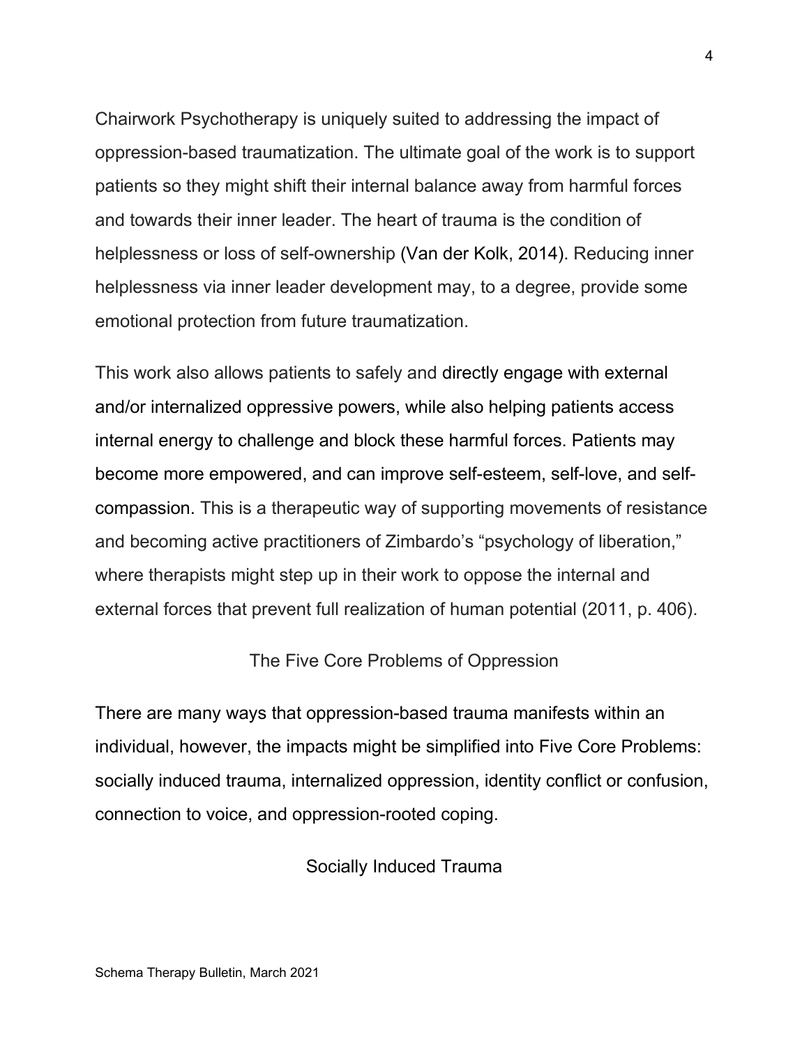Chairwork Psychotherapy is uniquely suited to addressing the impact of oppression-based traumatization. The ultimate goal of the work is to support patients so they might shift their internal balance away from harmful forces and towards their inner leader. The heart of trauma is the condition of helplessness or loss of self-ownership (Van der Kolk, 2014). Reducing inner helplessness via inner leader development may, to a degree, provide some emotional protection from future traumatization.

This work also allows patients to safely and directly engage with external and/or internalized oppressive powers, while also helping patients access internal energy to challenge and block these harmful forces. Patients may become more empowered, and can improve self-esteem, self-love, and self-compassion. This is a therapeutic way of supporting movements of resistance and becoming active practitioners of Zimbardo's "psychology of liberation," where therapists might step up in their work to oppose the internal and external forces that prevent full realization of human potential (2011, p. 406).

## The Five Core Problems of Oppression

There are many ways that oppression-based trauma manifests within an individual, however, the impacts might be simplified into Five Core Problems: socially induced trauma, internalized oppression, identity conflict or confusion, connection to voice, and oppression-rooted coping.

### Socially Induced Trauma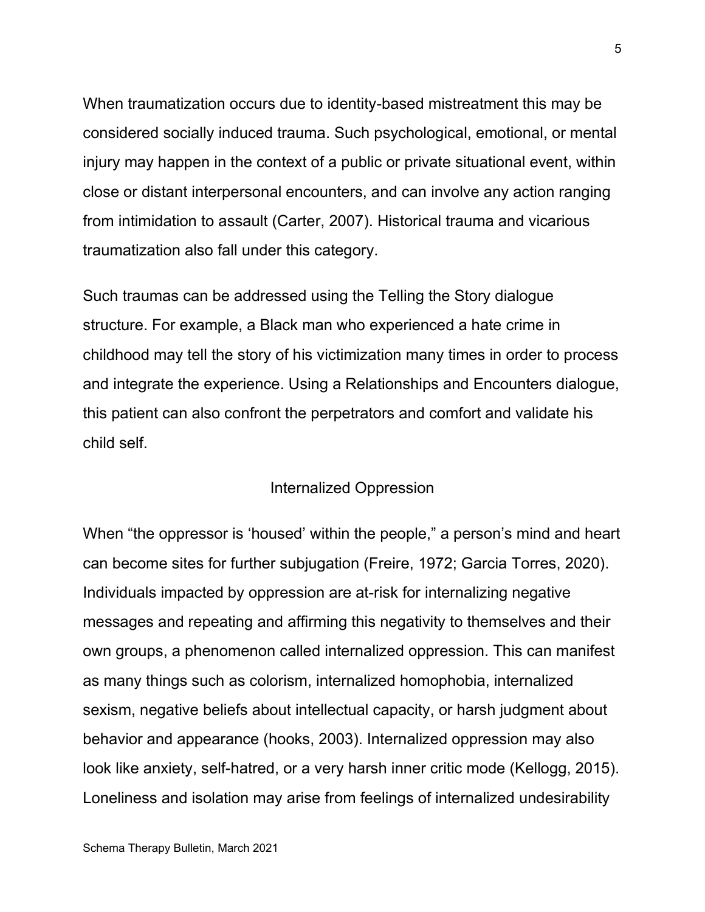When traumatization occurs due to identity-based mistreatment this may be considered socially induced trauma. Such psychological, emotional, or mental injury may happen in the context of a public or private situational event, within close or distant interpersonal encounters, and can involve any action ranging from intimidation to assault (Carter, 2007). Historical trauma and vicarious traumatization also fall under this category.

Such traumas can be addressed using the Telling the Story dialogue structure. For example, a Black man who experienced a hate crime in childhood may tell the story of his victimization many times in order to process and integrate the experience. Using a Relationships and Encounters dialogue, this patient can also confront the perpetrators and comfort and validate his child self.

## Internalized Oppression

When “the oppressor is ‘housed’ within the people,” a person’s mind and heart can become sites for further subjugation (Freire, 1972; Garcia Torres, 2020). Individuals impacted by oppression are at-risk for internalizing negative messages and repeating and affirming this negativity to themselves and their own groups, a phenomenon called internalized oppression. This can manifest as many things such as colorism, internalized homophobia, internalized sexism, negative beliefs about intellectual capacity, or harsh judgment about behavior and appearance (hooks, 2003). Internalized oppression may also look like anxiety, self-hatred, or a very harsh inner critic mode (Kellogg, 2015). Loneliness and isolation may arise from feelings of internalized undesirability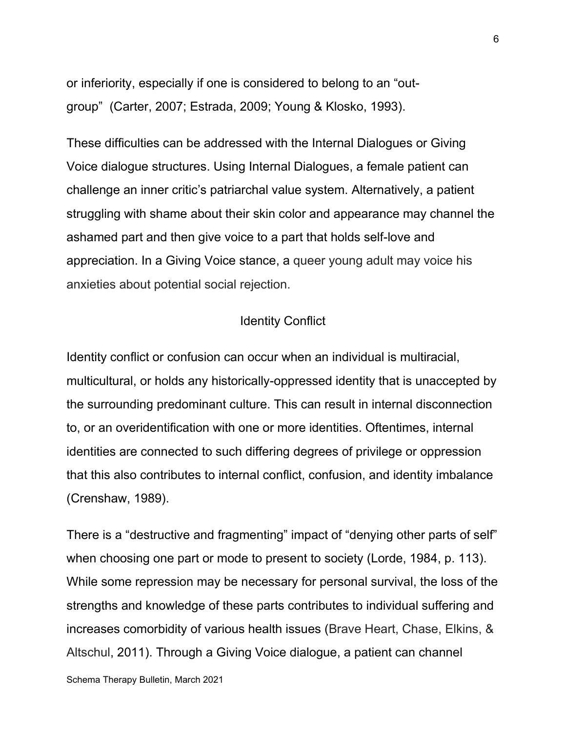or inferiority, especially if one is considered to belong to an "out-group" (Carter, 2007; Estrada, 2009; Young & Klosko, 1993).

These difficulties can be addressed with the Internal Dialogues or Giving Voice dialogue structures. Using Internal Dialogues, a female patient can challenge an inner critic's patriarchal value system. Alternatively, a patient struggling with shame about their skin color and appearance may channel the ashamed part and then give voice to a part that holds self-love and appreciation. In a Giving Voice stance, a queer young adult may voice his anxieties about potential social rejection.

## Identity Conflict

Identity conflict or confusion can occur when an individual is multiracial, multicultural, or holds any historically-oppressed identity that is unaccepted by the surrounding predominant culture. This can result in internal disconnection to, or an overidentification with one or more identities. Oftentimes, internal identities are connected to such differing degrees of privilege or oppression that this also contributes to internal conflict, confusion, and identity imbalance (Crenshaw, 1989).

There is a "destructive and fragmenting" impact of "denying other parts of self" when choosing one part or mode to present to society (Lorde, 1984, p. 113). While some repression may be necessary for personal survival, the loss of the strengths and knowledge of these parts contributes to individual suffering and increases comorbidity of various health issues (Brave Heart, Chase, Elkins, & Altschul, 2011). Through a Giving Voice dialogue, a patient can channel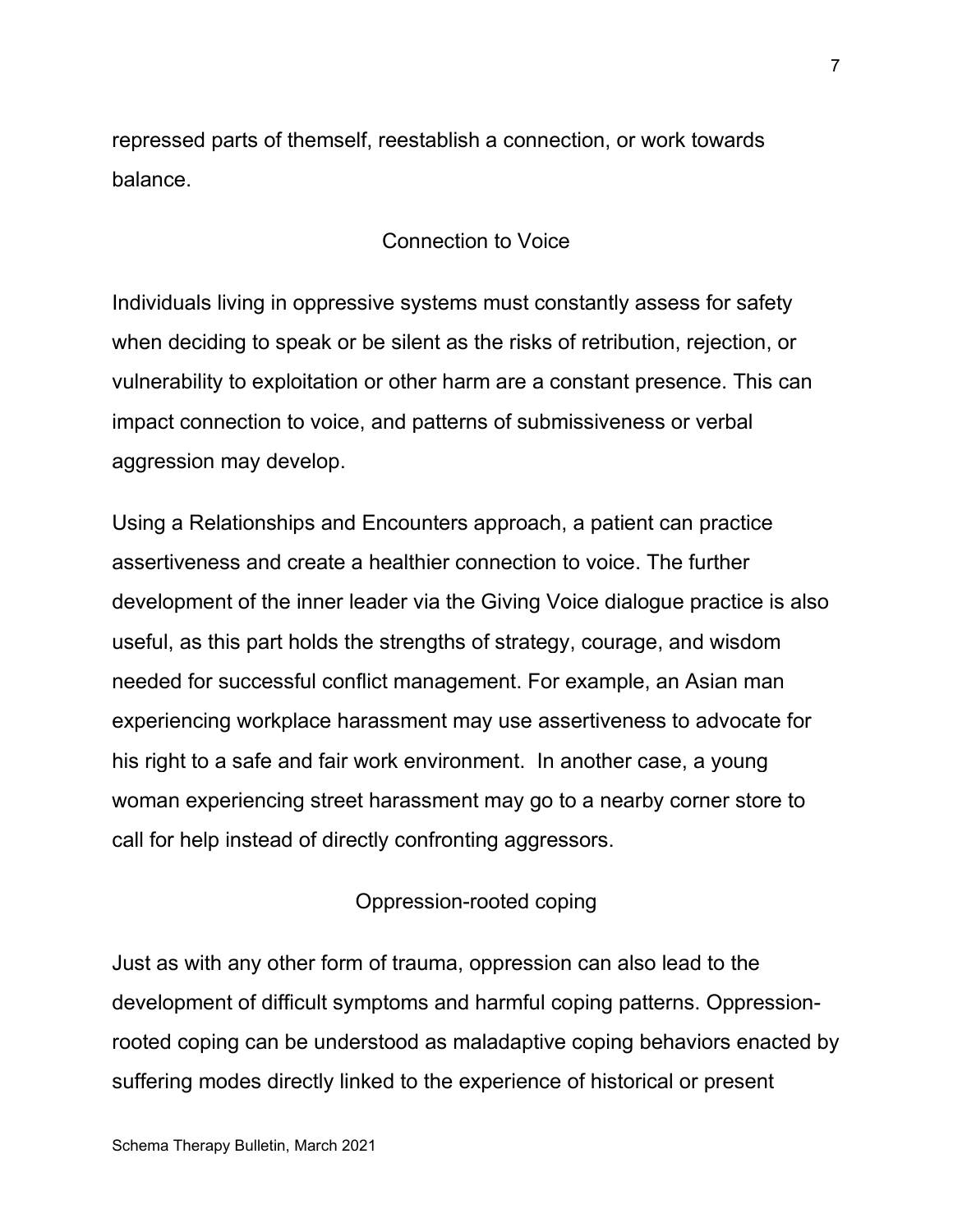repressed parts of themself, reestablish a connection, or work towards balance.

## Connection to Voice

Individuals living in oppressive systems must constantly assess for safety when deciding to speak or be silent as the risks of retribution, rejection, or vulnerability to exploitation or other harm are a constant presence. This can impact connection to voice, and patterns of submissiveness or verbal aggression may develop.

Using a Relationships and Encounters approach, a patient can practice assertiveness and create a healthier connection to voice. The further development of the inner leader via the Giving Voice dialogue practice is also useful, as this part holds the strengths of strategy, courage, and wisdom needed for successful conflict management. For example, an Asian man experiencing workplace harassment may use assertiveness to advocate for his right to a safe and fair work environment. In another case, a young woman experiencing street harassment may go to a nearby corner store to call for help instead of directly confronting aggressors.

## Oppression-rooted coping

Just as with any other form of trauma, oppression can also lead to the development of difficult symptoms and harmful coping patterns. Oppression-rooted coping can be understood as maladaptive coping behaviors enacted by suffering modes directly linked to the experience of historical or present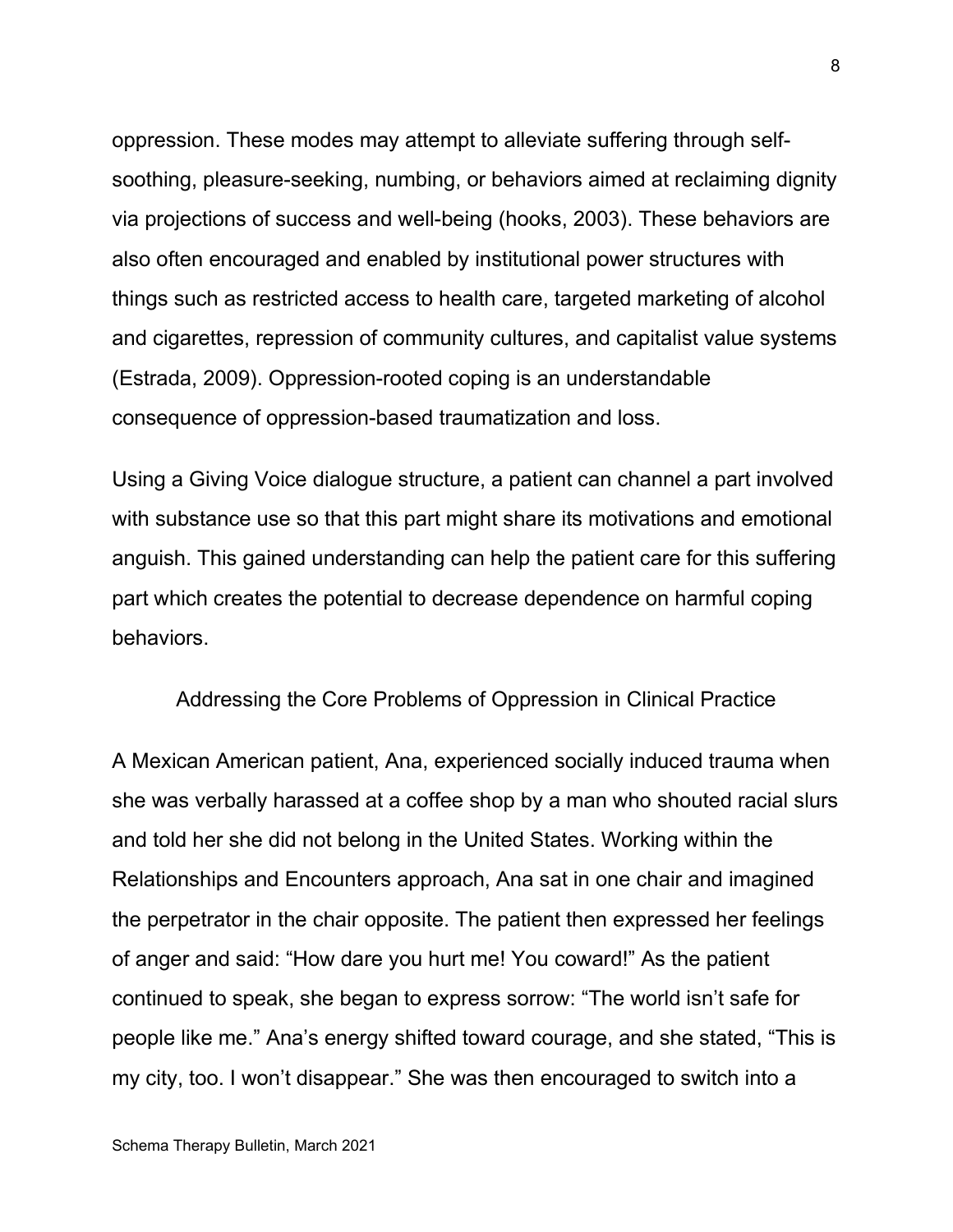oppression. These modes may attempt to alleviate suffering through self-soothing, pleasure-seeking, numbing, or behaviors aimed at reclaiming dignity via projections of success and well-being (hooks, 2003). These behaviors are also often encouraged and enabled by institutional power structures with things such as restricted access to health care, targeted marketing of alcohol and cigarettes, repression of community cultures, and capitalist value systems (Estrada, 2009). Oppression-rooted coping is an understandable consequence of oppression-based traumatization and loss.

Using a Giving Voice dialogue structure, a patient can channel a part involved with substance use so that this part might share its motivations and emotional anguish. This gained understanding can help the patient care for this suffering part which creates the potential to decrease dependence on harmful coping behaviors.

## Addressing the Core Problems of Oppression in Clinical Practice

A Mexican American patient, Ana, experienced socially induced trauma when she was verbally harassed at a coffee shop by a man who shouted racial slurs and told her she did not belong in the United States. Working within the Relationships and Encounters approach, Ana sat in one chair and imagined the perpetrator in the chair opposite. The patient then expressed her feelings of anger and said: "How dare you hurt me! You coward!" As the patient continued to speak, she began to express sorrow: "The world isn't safe for people like me." Ana's energy shifted toward courage, and she stated, "This is my city, too. I won't disappear." She was then encouraged to switch into a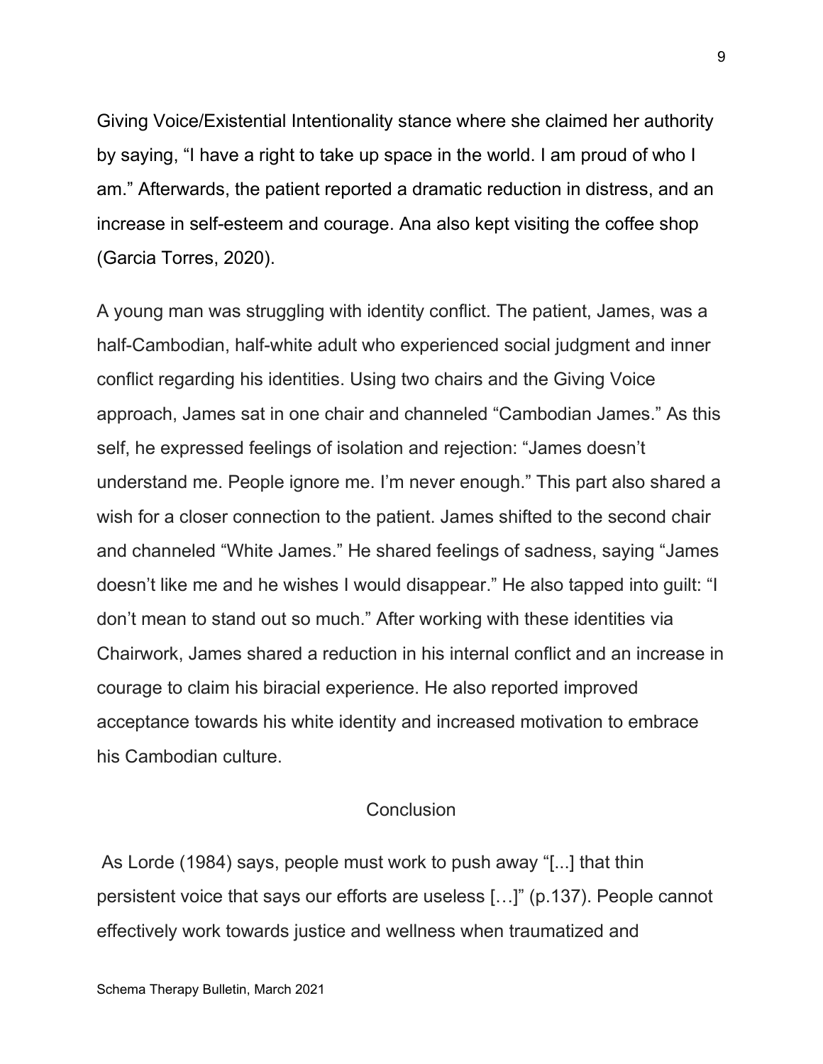Giving Voice/Existential Intentionality stance where she claimed her authority by saying, "I have a right to take up space in the world. I am proud of who I am." Afterwards, the patient reported a dramatic reduction in distress, and an increase in self-esteem and courage. Ana also kept visiting the coffee shop (Garcia Torres, 2020).

A young man was struggling with identity conflict. The patient, James, was a half-Cambodian, half-white adult who experienced social judgment and inner conflict regarding his identities. Using two chairs and the Giving Voice approach, James sat in one chair and channeled "Cambodian James." As this self, he expressed feelings of isolation and rejection: "James doesn't understand me. People ignore me. I'm never enough." This part also shared a wish for a closer connection to the patient. James shifted to the second chair and channeled "White James." He shared feelings of sadness, saying "James doesn't like me and he wishes I would disappear." He also tapped into guilt: "I don't mean to stand out so much." After working with these identities via Chairwork, James shared a reduction in his internal conflict and an increase in courage to claim his biracial experience. He also reported improved acceptance towards his white identity and increased motivation to embrace his Cambodian culture.

## Conclusion

As Lorde (1984) says, people must work to push away "[...] that thin persistent voice that says our efforts are useless […]" (p.137). People cannot effectively work towards justice and wellness when traumatized and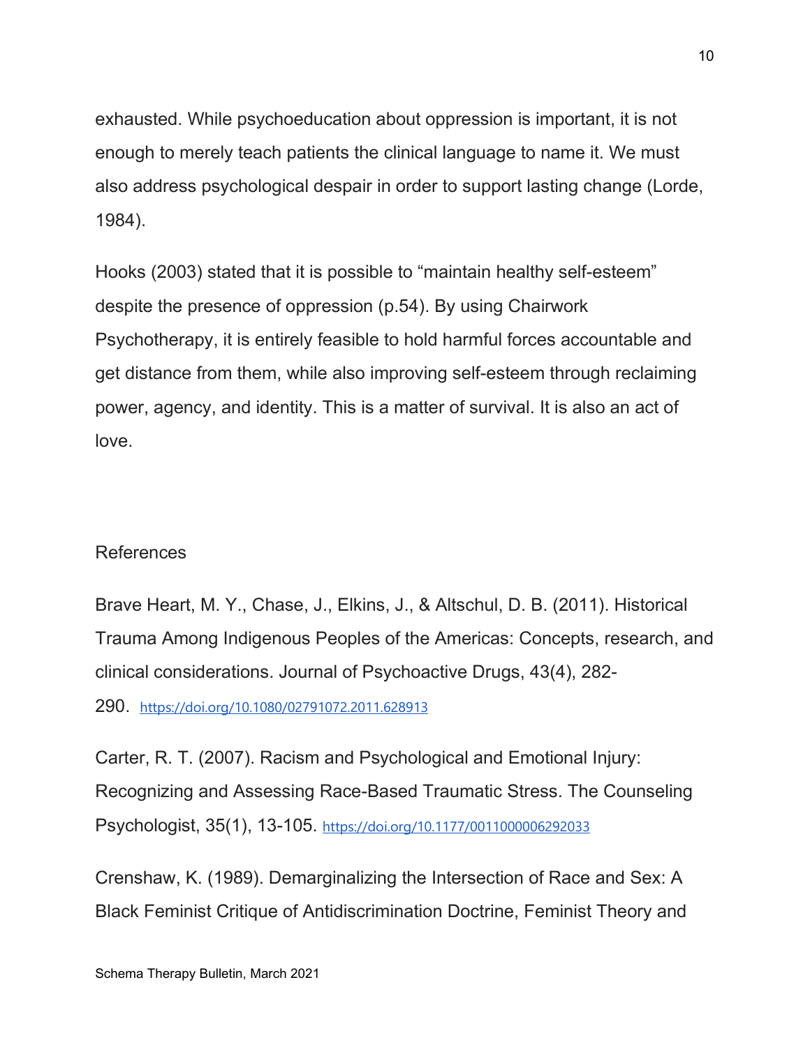exhausted. While psychoeducation about oppression is important, it is not enough to merely teach patients the clinical language to name it. We must also address psychological despair in order to support lasting change (Lorde, 1984).

Hooks (2003) stated that it is possible to “maintain healthy self-esteem” despite the presence of oppression (p.54). By using Chairwork Psychotherapy, it is entirely feasible to hold harmful forces accountable and get distance from them, while also improving self-esteem through reclaiming power, agency, and identity. This is a matter of survival. It is also an act of love.

## References

Brave Heart, M. Y., Chase, J., Elkins, J., & Altschul, D. B. (2011). Historical Trauma Among Indigenous Peoples of the Americas: Concepts, research, and clinical considerations. Journal of Psychoactive Drugs, 43(4), 282-290. https://doi.org/10.1080/02791072.2011.628913

Carter, R. T. (2007). Racism and Psychological and Emotional Injury: Recognizing and Assessing Race-Based Traumatic Stress. The Counseling Psychologist, 35(1), 13-105. https://doi.org/10.1177/0011000006292033

Crenshaw, K. (1989). Demarginalizing the Intersection of Race and Sex: A Black Feminist Critique of Antidiscrimination Doctrine, Feminist Theory and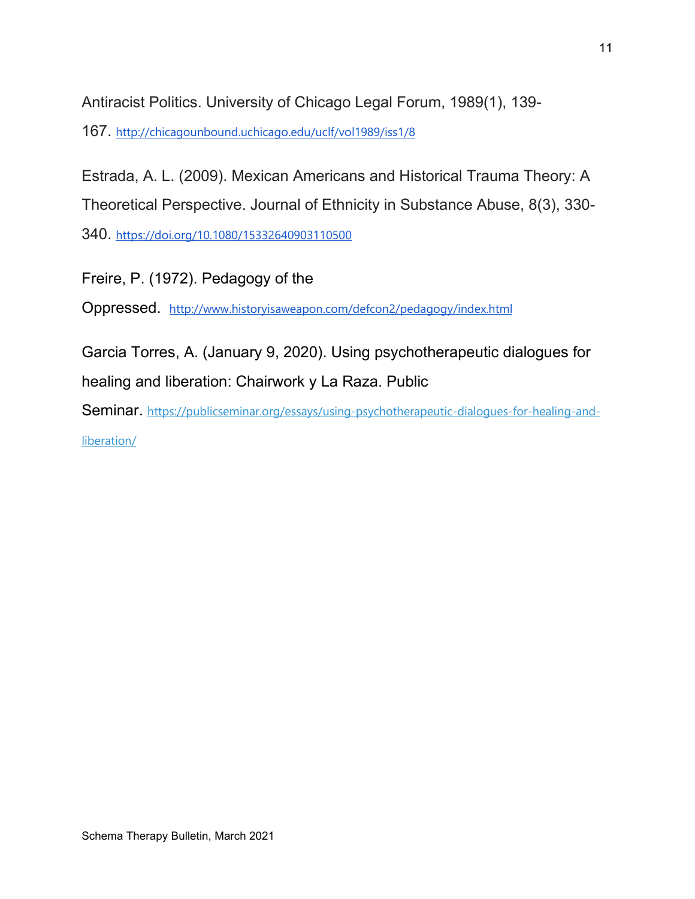Antiracist Politics. University of Chicago Legal Forum, 1989(1), 139-167. http://chicagounbound.uchicago.edu/uclf/vol1989/iss1/8

Estrada, A. L. (2009). Mexican Americans and Historical Trauma Theory: A Theoretical Perspective. Journal of Ethnicity in Substance Abuse, 8(3), 330-340. https://doi.org/10.1080/15332640903110500

Freire, P. (1972). Pedagogy of the Oppressed. http://www.historyisaweapon.com/defcon2/pedagogy/index.html

Garcia Torres, A. (January 9, 2020). Using psychotherapeutic dialogues for healing and liberation: Chairwork y La Raza. Public Seminar. https://publicseminar.org/essays/using-psychotherapeutic-dialogues-for-healing-and-liberation/